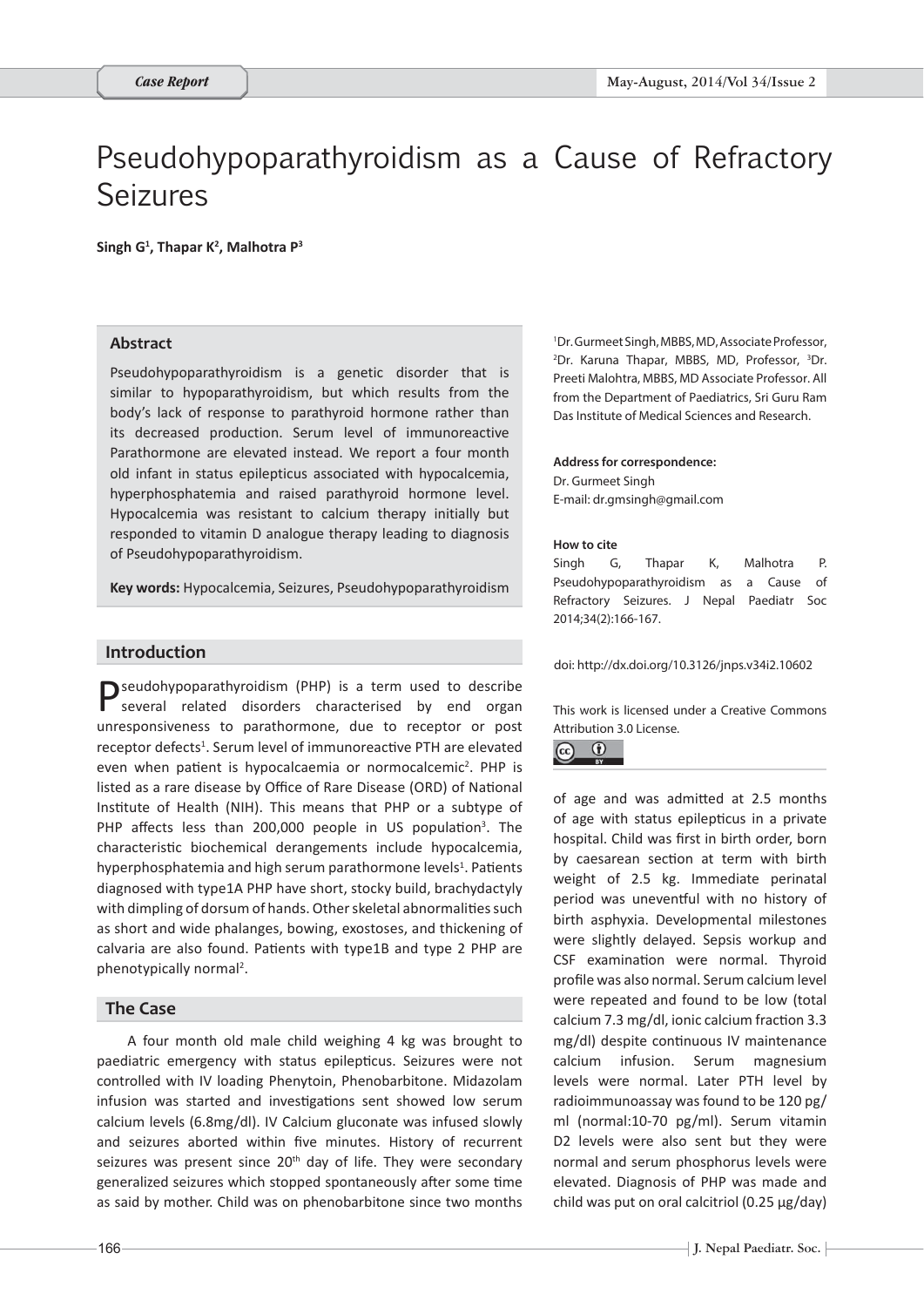Case Report

# Pseudohypoparathyroidism as a Cause of Refractory Seizures

**Singh G[1], Thapar K[2], Malhotra P[3]**

## Abstract

Pseudohypoparathyroidism is a genetic disorder that is similar to hypoparathyroidism, but which results from the body's lack of response to parathyroid hormone rather than its decreased production. Serum level of immunoreactive Parathormone are elevated instead. We report a four month old infant in status epilepticus associated with hypocalcemia, hyperphosphatemia and raised parathyroid hormone level. Hypocalcemia was resistant to calcium therapy initially but responded to vitamin D analogue therapy leading to diagnosis of Pseudohypoparathyroidism.

**Key words:** Hypocalcemia, Seizures, Pseudohypoparathyroidism

[1]Dr. Gurmeet Singh, MBBS, MD, Associate Professor, [2]Dr. Karuna Thapar, MBBS, MD, Professor, [3]Dr. Preeti Malohtra, MBBS, MD Associate Professor. All from the Department of Paediatrics, Sri Guru Ram Das Institute of Medical Sciences and Research.

**Address for correspondence:**
Dr. Gurmeet Singh
E-mail: dr.gmsingh@gmail.com

**How to cite**
Singh G, Thapar K, Malhotra P. Pseudohypoparathyroidism as a Cause of Refractory Seizures. J Nepal Paediatr Soc 2014;34(2):166-167.

doi: http://dx.doi.org/10.3126/jnps.v34i2.10602

This work is licensed under a Creative Commons Attribution 3.0 License.

## Introduction

Pseudohypoparathyroidism (PHP) is a term used to describe several related disorders characterised by end organ unresponsiveness to parathormone, due to receptor or post receptor defects[1]. Serum level of immunoreactive PTH are elevated even when patient is hypocalcaemia or normocalcemic[2]. PHP is listed as a rare disease by Office of Rare Disease (ORD) of National Institute of Health (NIH). This means that PHP or a subtype of PHP affects less than 200,000 people in US population[3]. The characteristic biochemical derangements include hypocalcemia, hyperphosphatemia and high serum parathormone levels[1]. Patients diagnosed with type1A PHP have short, stocky build, brachydactyly with dimpling of dorsum of hands. Other skeletal abnormalities such as short and wide phalanges, bowing, exostoses, and thickening of calvaria are also found. Patients with type1B and type 2 PHP are phenotypically normal[2].

## The Case

A four month old male child weighing 4 kg was brought to paediatric emergency with status epilepticus. Seizures were not controlled with IV loading Phenytoin, Phenobarbitone. Midazolam infusion was started and investigations sent showed low serum calcium levels (6.8mg/dl). IV Calcium gluconate was infused slowly and seizures aborted within five minutes. History of recurrent seizures was present since 20[th] day of life. They were secondary generalized seizures which stopped spontaneously after some time as said by mother. Child was on phenobarbitone since two months of age and was admitted at 2.5 months of age with status epilepticus in a private hospital. Child was first in birth order, born by caesarean section at term with birth weight of 2.5 kg. Immediate perinatal period was uneventful with no history of birth asphyxia. Developmental milestones were slightly delayed. Sepsis workup and CSF examination were normal. Thyroid profile was also normal. Serum calcium level were repeated and found to be low (total calcium 7.3 mg/dl, ionic calcium fraction 3.3 mg/dl) despite continuous IV maintenance calcium infusion. Serum magnesium levels were normal. Later PTH level by radioimmunoassay was found to be 120 pg/ml (normal:10-70 pg/ml). Serum vitamin D2 levels were also sent but they were normal and serum phosphorus levels were elevated. Diagnosis of PHP was made and child was put on oral calcitriol (0.25 µg/day)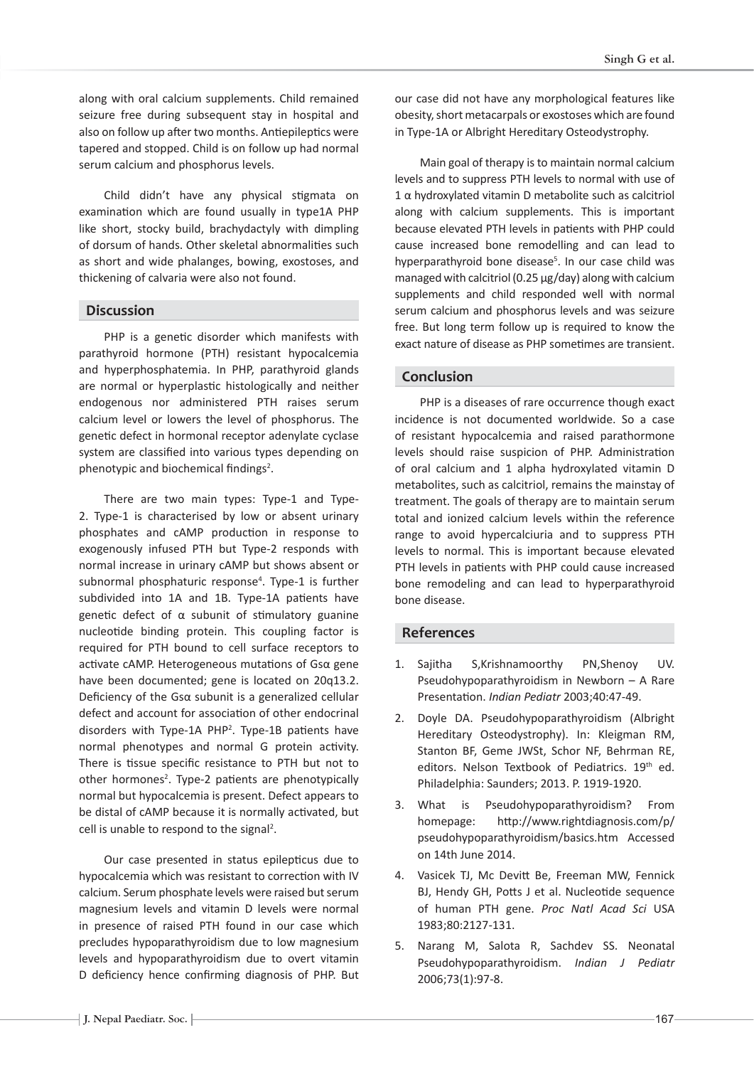along with oral calcium supplements. Child remained seizure free during subsequent stay in hospital and also on follow up after two months. Antiepileptics were tapered and stopped. Child is on follow up had normal serum calcium and phosphorus levels.

Child didn't have any physical stigmata on examination which are found usually in type1A PHP like short, stocky build, brachydactyly with dimpling of dorsum of hands. Other skeletal abnormalities such as short and wide phalanges, bowing, exostoses, and thickening of calvaria were also not found.

## Discussion

PHP is a genetic disorder which manifests with parathyroid hormone (PTH) resistant hypocalcemia and hyperphosphatemia. In PHP, parathyroid glands are normal or hyperplastic histologically and neither endogenous nor administered PTH raises serum calcium level or lowers the level of phosphorus. The genetic defect in hormonal receptor adenylate cyclase system are classified into various types depending on phenotypic and biochemical findings[2].

There are two main types: Type-1 and Type-2. Type-1 is characterised by low or absent urinary phosphates and cAMP production in response to exogenously infused PTH but Type-2 responds with normal increase in urinary cAMP but shows absent or subnormal phosphaturic response[4]. Type-1 is further subdivided into 1A and 1B. Type-1A patients have genetic defect of α subunit of stimulatory guanine nucleotide binding protein. This coupling factor is required for PTH bound to cell surface receptors to activate cAMP. Heterogeneous mutations of Gsα gene have been documented; gene is located on 20q13.2. Deficiency of the Gsα subunit is a generalized cellular defect and account for association of other endocrinal disorders with Type-1A PHP[2]. Type-1B patients have normal phenotypes and normal G protein activity. There is tissue specific resistance to PTH but not to other hormones[2]. Type-2 patients are phenotypically normal but hypocalcemia is present. Defect appears to be distal of cAMP because it is normally activated, but cell is unable to respond to the signal[2].

Our case presented in status epilepticus due to hypocalcemia which was resistant to correction with IV calcium. Serum phosphate levels were raised but serum magnesium levels and vitamin D levels were normal in presence of raised PTH found in our case which precludes hypoparathyroidism due to low magnesium levels and hypoparathyroidism due to overt vitamin D deficiency hence confirming diagnosis of PHP. But our case did not have any morphological features like obesity, short metacarpals or exostoses which are found in Type-1A or Albright Hereditary Osteodystrophy.

Main goal of therapy is to maintain normal calcium levels and to suppress PTH levels to normal with use of 1 α hydroxylated vitamin D metabolite such as calcitriol along with calcium supplements. This is important because elevated PTH levels in patients with PHP could cause increased bone remodelling and can lead to hyperparathyroid bone disease[5]. In our case child was managed with calcitriol (0.25 µg/day) along with calcium supplements and child responded well with normal serum calcium and phosphorus levels and was seizure free. But long term follow up is required to know the exact nature of disease as PHP sometimes are transient.

## Conclusion

PHP is a diseases of rare occurrence though exact incidence is not documented worldwide. So a case of resistant hypocalcemia and raised parathormone levels should raise suspicion of PHP. Administration of oral calcium and 1 alpha hydroxylated vitamin D metabolites, such as calcitriol, remains the mainstay of treatment. The goals of therapy are to maintain serum total and ionized calcium levels within the reference range to avoid hypercalciuria and to suppress PTH levels to normal. This is important because elevated PTH levels in patients with PHP could cause increased bone remodeling and can lead to hyperparathyroid bone disease.

## References

1. Sajitha S,Krishnamoorthy PN,Shenoy UV. Pseudohypoparathyroidism in Newborn – A Rare Presentation. *Indian Pediatr* 2003;40:47-49.
2. Doyle DA. Pseudohypoparathyroidism (Albright Hereditary Osteodystrophy). In: Kleigman RM, Stanton BF, Geme JWSt, Schor NF, Behrman RE, editors. Nelson Textbook of Pediatrics. 19th ed. Philadelphia: Saunders; 2013. P. 1919-1920.
3. What is Pseudohypoparathyroidism? From homepage: http://www.rightdiagnosis.com/p/pseudohypoparathyroidism/basics.htm Accessed on 14th June 2014.
4. Vasicek TJ, Mc Devitt Be, Freeman MW, Fennick BJ, Hendy GH, Potts J et al. Nucleotide sequence of human PTH gene. *Proc Natl Acad Sci* USA 1983;80:2127-131.
5. Narang M, Salota R, Sachdev SS. Neonatal Pseudohypoparathyroidism. *Indian J Pediatr* 2006;73(1):97-8.